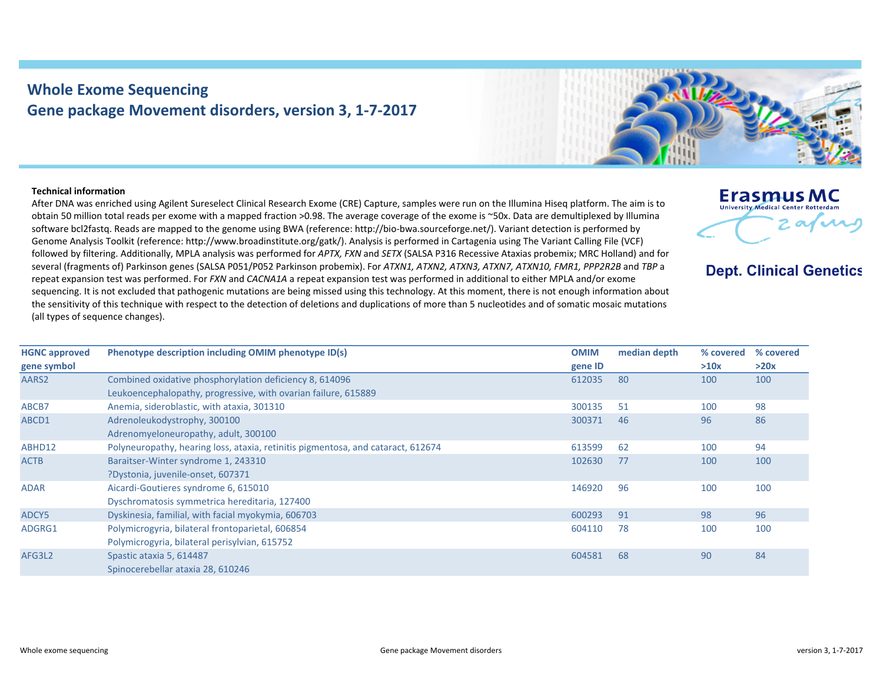# Whole Exome Sequencing
## Gene package Movement disorders, version 3, 1-7-2017

Erasmus MC
University Medical Center Rotterdam

**Dept. Clinical Genetics**

**Technical information**

After DNA was enriched using Agilent Sureselect Clinical Research Exome (CRE) Capture, samples were run on the Illumina Hiseq platform. The aim is to obtain 50 million total reads per exome with a mapped fraction >0.98. The average coverage of the exome is ~50x. Data are demultiplexed by Illumina software bcl2fastq. Reads are mapped to the genome using BWA (reference: http://bio-bwa.sourceforge.net/). Variant detection is performed by Genome Analysis Toolkit (reference: http://www.broadinstitute.org/gatk/). Analysis is performed in Cartagenia using The Variant Calling File (VCF) followed by filtering. Additionally, MPLA analysis was performed for *APTX, FXN* and *SETX* (SALSA P316 Recessive Ataxias probemix; MRC Holland) and for several (fragments of) Parkinson genes (SALSA P051/P052 Parkinson probemix). For *ATXN1, ATXN2, ATXN3, ATXN7, ATXN10, FMR1, PPP2R2B* and *TBP* a repeat expansion test was performed. For *FXN* and *CACNA1A* a repeat expansion test was performed in additional to either MPLA and/or exome sequencing. It is not excluded that pathogenic mutations are being missed using this technology. At this moment, there is not enough information about the sensitivity of this technique with respect to the detection of deletions and duplications of more than 5 nucleotides and of somatic mosaic mutations (all types of sequence changes).

| HGNC approved gene symbol | Phenotype description including OMIM phenotype ID(s) | OMIM gene ID | median depth | % covered >10x | % covered >20x |
|---|---|---|---|---|---|
| AARS2 | Combined oxidative phosphorylation deficiency 8, 614096<br>Leukoencephalopathy, progressive, with ovarian failure, 615889 | 612035 | 80 | 100 | 100 |
| ABCB7 | Anemia, sideroblastic, with ataxia, 301310 | 300135 | 51 | 100 | 98 |
| ABCD1 | Adrenoleukodystrophy, 300100<br>Adrenomyeloneuropathy, adult, 300100 | 300371 | 46 | 96 | 86 |
| ABHD12 | Polyneuropathy, hearing loss, ataxia, retinitis pigmentosa, and cataract, 612674 | 613599 | 62 | 100 | 94 |
| ACTB | Baraitser-Winter syndrome 1, 243310<br>?Dystonia, juvenile-onset, 607371 | 102630 | 77 | 100 | 100 |
| ADAR | Aicardi-Goutieres syndrome 6, 615010<br>Dyschromatosis symmetrica hereditaria, 127400 | 146920 | 96 | 100 | 100 |
| ADCY5 | Dyskinesia, familial, with facial myokymia, 606703 | 600293 | 91 | 98 | 96 |
| ADGRG1 | Polymicrogyria, bilateral frontoparietal, 606854<br>Polymicrogyria, bilateral perisylvian, 615752 | 604110 | 78 | 100 | 100 |
| AFG3L2 | Spastic ataxia 5, 614487<br>Spinocerebellar ataxia 28, 610246 | 604581 | 68 | 90 | 84 |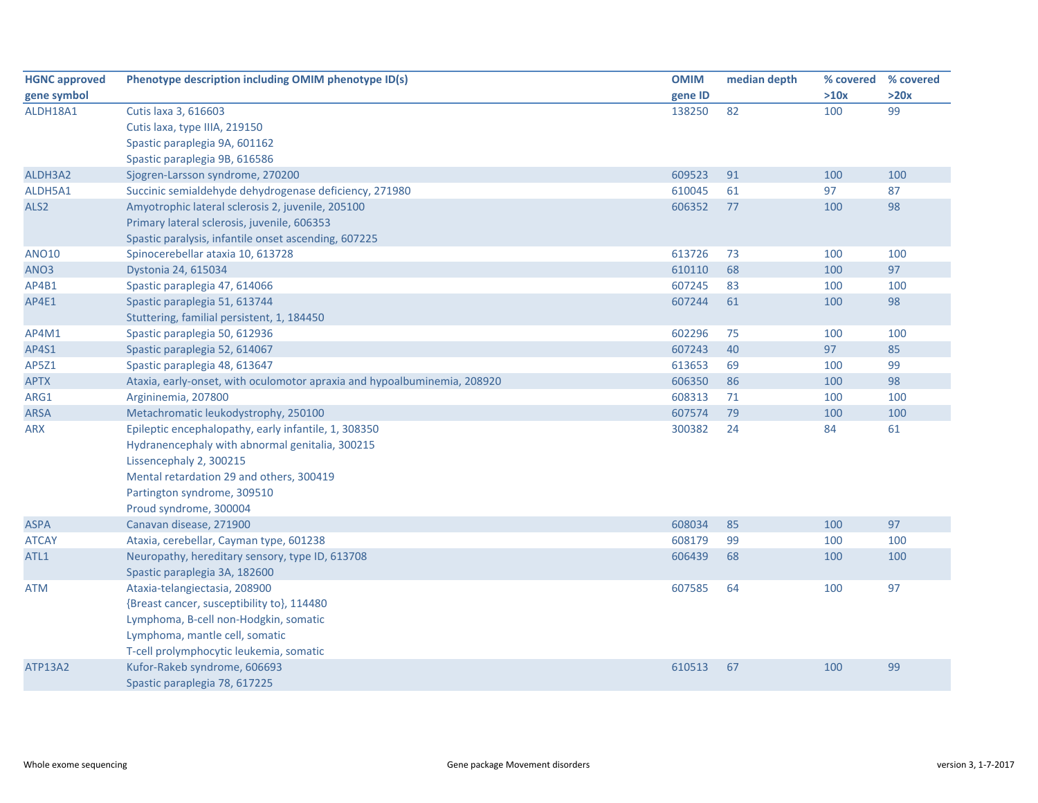| HGNC approved gene symbol | Phenotype description including OMIM phenotype ID(s) | OMIM gene ID | median depth | % covered >10x | % covered >20x |
|---|---|---|---|---|---|
| ALDH18A1 | Cutis laxa 3, 616603 | 138250 | 82 | 100 | 99 |
| | Cutis laxa, type IIIA, 219150 | | | | |
| | Spastic paraplegia 9A, 601162 | | | | |
| | Spastic paraplegia 9B, 616586 | | | | |
| ALDH3A2 | Sjogren-Larsson syndrome, 270200 | 609523 | 91 | 100 | 100 |
| ALDH5A1 | Succinic semialdehyde dehydrogenase deficiency, 271980 | 610045 | 61 | 97 | 87 |
| ALS2 | Amyotrophic lateral sclerosis 2, juvenile, 205100 | 606352 | 77 | 100 | 98 |
| | Primary lateral sclerosis, juvenile, 606353 | | | | |
| | Spastic paralysis, infantile onset ascending, 607225 | | | | |
| ANO10 | Spinocerebellar ataxia 10, 613728 | 613726 | 73 | 100 | 100 |
| ANO3 | Dystonia 24, 615034 | 610110 | 68 | 100 | 97 |
| AP4B1 | Spastic paraplegia 47, 614066 | 607245 | 83 | 100 | 100 |
| AP4E1 | Spastic paraplegia 51, 613744 | 607244 | 61 | 100 | 98 |
| | Stuttering, familial persistent, 1, 184450 | | | | |
| AP4M1 | Spastic paraplegia 50, 612936 | 602296 | 75 | 100 | 100 |
| AP4S1 | Spastic paraplegia 52, 614067 | 607243 | 40 | 97 | 85 |
| AP5Z1 | Spastic paraplegia 48, 613647 | 613653 | 69 | 100 | 99 |
| APTX | Ataxia, early-onset, with oculomotor apraxia and hypoalbuminemia, 208920 | 606350 | 86 | 100 | 98 |
| ARG1 | Argininemia, 207800 | 608313 | 71 | 100 | 100 |
| ARSA | Metachromatic leukodystrophy, 250100 | 607574 | 79 | 100 | 100 |
| ARX | Epileptic encephalopathy, early infantile, 1, 308350 | 300382 | 24 | 84 | 61 |
| | Hydranencephaly with abnormal genitalia, 300215 | | | | |
| | Lissencephaly 2, 300215 | | | | |
| | Mental retardation 29 and others, 300419 | | | | |
| | Partington syndrome, 309510 | | | | |
| | Proud syndrome, 300004 | | | | |
| ASPA | Canavan disease, 271900 | 608034 | 85 | 100 | 97 |
| ATCAY | Ataxia, cerebellar, Cayman type, 601238 | 608179 | 99 | 100 | 100 |
| ATL1 | Neuropathy, hereditary sensory, type ID, 613708 | 606439 | 68 | 100 | 100 |
| | Spastic paraplegia 3A, 182600 | | | | |
| ATM | Ataxia-telangiectasia, 208900 | 607585 | 64 | 100 | 97 |
| | {Breast cancer, susceptibility to}, 114480 | | | | |
| | Lymphoma, B-cell non-Hodgkin, somatic | | | | |
| | Lymphoma, mantle cell, somatic | | | | |
| | T-cell prolymphocytic leukemia, somatic | | | | |
| ATP13A2 | Kufor-Rakeb syndrome, 606693 | 610513 | 67 | 100 | 99 |
| | Spastic paraplegia 78, 617225 | | | | |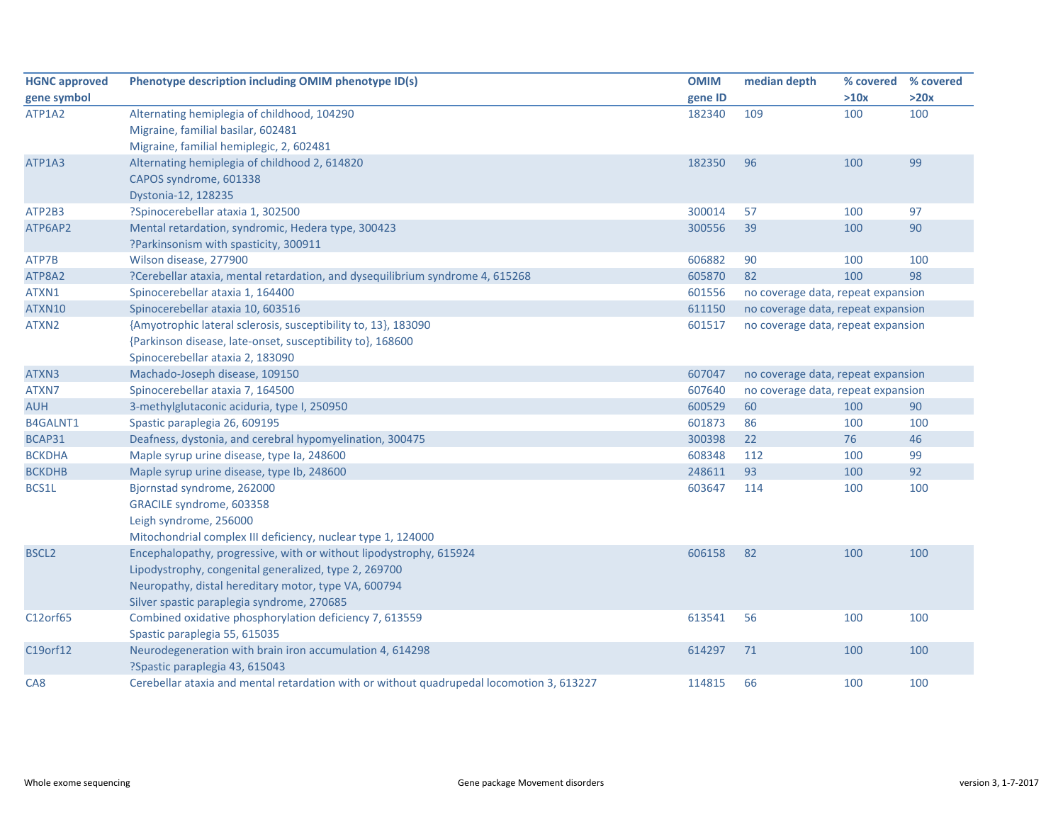| HGNC approved gene symbol | Phenotype description including OMIM phenotype ID(s) | OMIM gene ID | median depth | % covered >10x | % covered >20x |
|---|---|---|---|---|---|
| ATP1A2 | Alternating hemiplegia of childhood, 104290<br>Migraine, familial basilar, 602481<br>Migraine, familial hemiplegic, 2, 602481 | 182340 | 109 | 100 | 100 |
| ATP1A3 | Alternating hemiplegia of childhood 2, 614820<br>CAPOS syndrome, 601338<br>Dystonia-12, 128235 | 182350 | 96 | 100 | 99 |
| ATP2B3 | ?Spinocerebellar ataxia 1, 302500 | 300014 | 57 | 100 | 97 |
| ATP6AP2 | Mental retardation, syndromic, Hedera type, 300423<br>?Parkinsonism with spasticity, 300911 | 300556 | 39 | 100 | 90 |
| ATP7B | Wilson disease, 277900 | 606882 | 90 | 100 | 100 |
| ATP8A2 | ?Cerebellar ataxia, mental retardation, and dysequilibrium syndrome 4, 615268 | 605870 | 82 | 100 | 98 |
| ATXN1 | Spinocerebellar ataxia 1, 164400 | 601556 | no coverage data, repeat expansion | | |
| ATXN10 | Spinocerebellar ataxia 10, 603516 | 611150 | no coverage data, repeat expansion | | |
| ATXN2 | {Amyotrophic lateral sclerosis, susceptibility to, 13}, 183090<br>{Parkinson disease, late-onset, susceptibility to}, 168600<br>Spinocerebellar ataxia 2, 183090 | 601517 | no coverage data, repeat expansion | | |
| ATXN3 | Machado-Joseph disease, 109150 | 607047 | no coverage data, repeat expansion | | |
| ATXN7 | Spinocerebellar ataxia 7, 164500 | 607640 | no coverage data, repeat expansion | | |
| AUH | 3-methylglutaconic aciduria, type I, 250950 | 600529 | 60 | 100 | 90 |
| B4GALNT1 | Spastic paraplegia 26, 609195 | 601873 | 86 | 100 | 100 |
| BCAP31 | Deafness, dystonia, and cerebral hypomyelination, 300475 | 300398 | 22 | 76 | 46 |
| BCKDHA | Maple syrup urine disease, type Ia, 248600 | 608348 | 112 | 100 | 99 |
| BCKDHB | Maple syrup urine disease, type Ib, 248600 | 248611 | 93 | 100 | 92 |
| BCS1L | Bjornstad syndrome, 262000<br>GRACILE syndrome, 603358<br>Leigh syndrome, 256000<br>Mitochondrial complex III deficiency, nuclear type 1, 124000 | 603647 | 114 | 100 | 100 |
| BSCL2 | Encephalopathy, progressive, with or without lipodystrophy, 615924<br>Lipodystrophy, congenital generalized, type 2, 269700<br>Neuropathy, distal hereditary motor, type VA, 600794<br>Silver spastic paraplegia syndrome, 270685 | 606158 | 82 | 100 | 100 |
| C12orf65 | Combined oxidative phosphorylation deficiency 7, 613559<br>Spastic paraplegia 55, 615035 | 613541 | 56 | 100 | 100 |
| C19orf12 | Neurodegeneration with brain iron accumulation 4, 614298<br>?Spastic paraplegia 43, 615043 | 614297 | 71 | 100 | 100 |
| CA8 | Cerebellar ataxia and mental retardation with or without quadrupedal locomotion 3, 613227 | 114815 | 66 | 100 | 100 |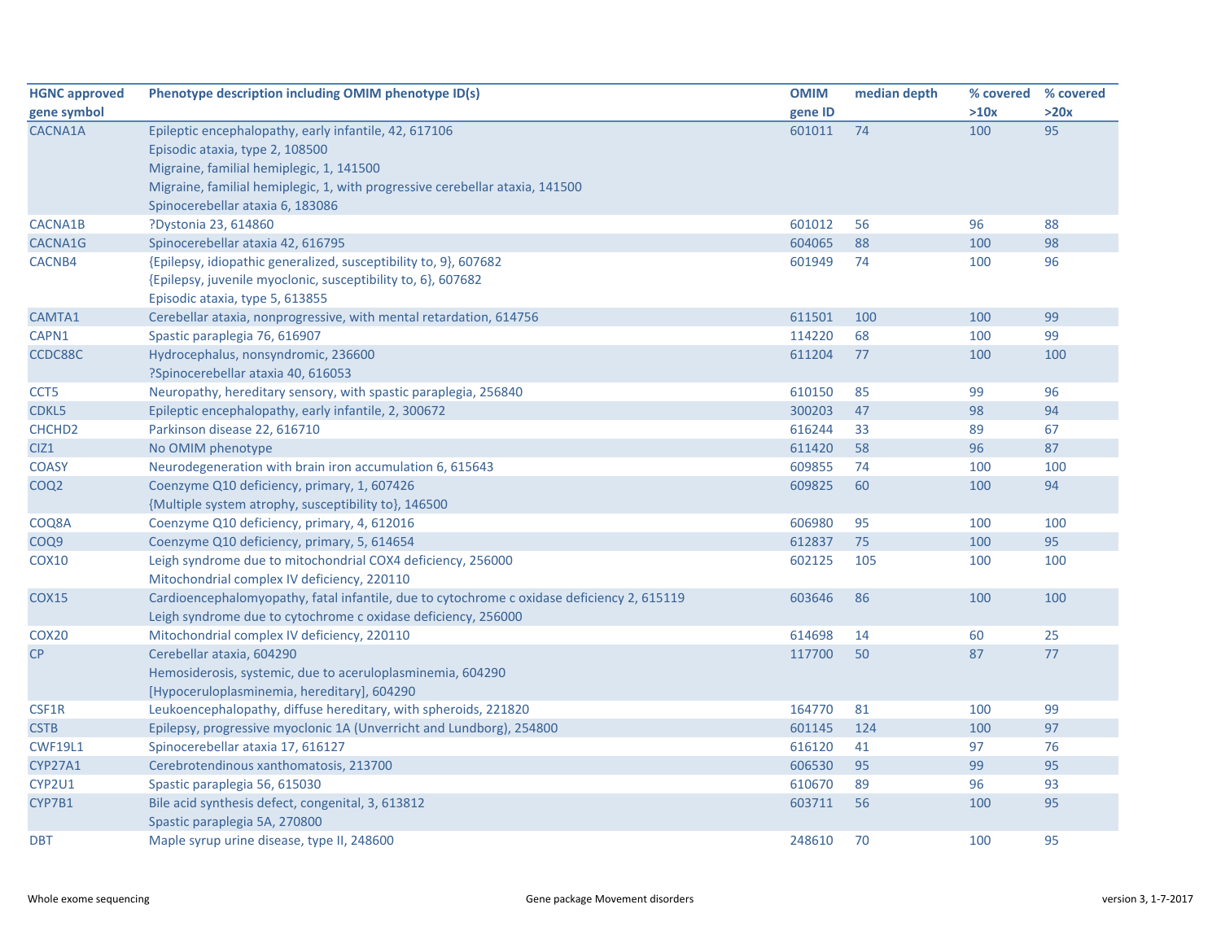| HGNC approved gene symbol | Phenotype description including OMIM phenotype ID(s) | OMIM gene ID | median depth | % covered >10x | % covered >20x |
|---|---|---|---|---|---|
| CACNA1A | Epileptic encephalopathy, early infantile, 42, 617106<br>Episodic ataxia, type 2, 108500<br>Migraine, familial hemiplegic, 1, 141500<br>Migraine, familial hemiplegic, 1, with progressive cerebellar ataxia, 141500<br>Spinocerebellar ataxia 6, 183086 | 601011 | 74 | 100 | 95 |
| CACNA1B | ?Dystonia 23, 614860 | 601012 | 56 | 96 | 88 |
| CACNA1G | Spinocerebellar ataxia 42, 616795 | 604065 | 88 | 100 | 98 |
| CACNB4 | {Epilepsy, idiopathic generalized, susceptibility to, 9}, 607682<br>{Epilepsy, juvenile myoclonic, susceptibility to, 6}, 607682<br>Episodic ataxia, type 5, 613855 | 601949 | 74 | 100 | 96 |
| CAMTA1 | Cerebellar ataxia, nonprogressive, with mental retardation, 614756 | 611501 | 100 | 100 | 99 |
| CAPN1 | Spastic paraplegia 76, 616907 | 114220 | 68 | 100 | 99 |
| CCDC88C | Hydrocephalus, nonsyndromic, 236600<br>?Spinocerebellar ataxia 40, 616053 | 611204 | 77 | 100 | 100 |
| CCT5 | Neuropathy, hereditary sensory, with spastic paraplegia, 256840 | 610150 | 85 | 99 | 96 |
| CDKL5 | Epileptic encephalopathy, early infantile, 2, 300672 | 300203 | 47 | 98 | 94 |
| CHCHD2 | Parkinson disease 22, 616710 | 616244 | 33 | 89 | 67 |
| CIZ1 | No OMIM phenotype | 611420 | 58 | 96 | 87 |
| COASY | Neurodegeneration with brain iron accumulation 6, 615643 | 609855 | 74 | 100 | 100 |
| COQ2 | Coenzyme Q10 deficiency, primary, 1, 607426<br>{Multiple system atrophy, susceptibility to}, 146500 | 609825 | 60 | 100 | 94 |
| COQ8A | Coenzyme Q10 deficiency, primary, 4, 612016 | 606980 | 95 | 100 | 100 |
| COQ9 | Coenzyme Q10 deficiency, primary, 5, 614654 | 612837 | 75 | 100 | 95 |
| COX10 | Leigh syndrome due to mitochondrial COX4 deficiency, 256000<br>Mitochondrial complex IV deficiency, 220110 | 602125 | 105 | 100 | 100 |
| COX15 | Cardioencephalomyopathy, fatal infantile, due to cytochrome c oxidase deficiency 2, 615119<br>Leigh syndrome due to cytochrome c oxidase deficiency, 256000 | 603646 | 86 | 100 | 100 |
| COX20 | Mitochondrial complex IV deficiency, 220110 | 614698 | 14 | 60 | 25 |
| CP | Cerebellar ataxia, 604290<br>Hemosiderosis, systemic, due to aceruloplasminemia, 604290<br>[Hypoceruloplasminemia, hereditary], 604290 | 117700 | 50 | 87 | 77 |
| CSF1R | Leukoencephalopathy, diffuse hereditary, with spheroids, 221820 | 164770 | 81 | 100 | 99 |
| CSTB | Epilepsy, progressive myoclonic 1A (Unverricht and Lundborg), 254800 | 601145 | 124 | 100 | 97 |
| CWF19L1 | Spinocerebellar ataxia 17, 616127 | 616120 | 41 | 97 | 76 |
| CYP27A1 | Cerebrotendinous xanthomatosis, 213700 | 606530 | 95 | 99 | 95 |
| CYP2U1 | Spastic paraplegia 56, 615030 | 610670 | 89 | 96 | 93 |
| CYP7B1 | Bile acid synthesis defect, congenital, 3, 613812<br>Spastic paraplegia 5A, 270800 | 603711 | 56 | 100 | 95 |
| DBT | Maple syrup urine disease, type II, 248600 | 248610 | 70 | 100 | 95 |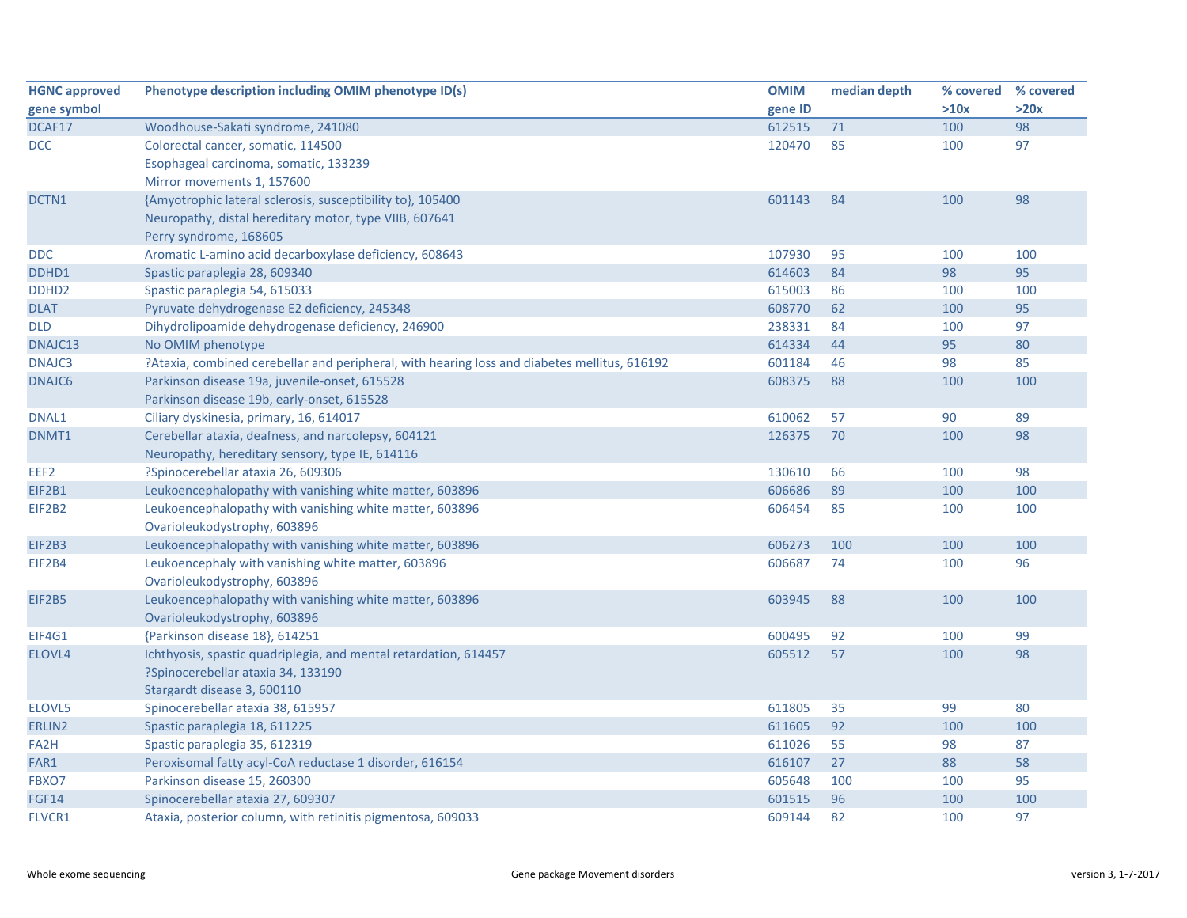| HGNC approved gene symbol | Phenotype description including OMIM phenotype ID(s) | OMIM gene ID | median depth | % covered >10x | % covered >20x |
|---|---|---|---|---|---|
| DCAF17 | Woodhouse-Sakati syndrome, 241080 | 612515 | 71 | 100 | 98 |
| DCC | Colorectal cancer, somatic, 114500<br>Esophageal carcinoma, somatic, 133239<br>Mirror movements 1, 157600 | 120470 | 85 | 100 | 97 |
| DCTN1 | {Amyotrophic lateral sclerosis, susceptibility to}, 105400<br>Neuropathy, distal hereditary motor, type VIIB, 607641<br>Perry syndrome, 168605 | 601143 | 84 | 100 | 98 |
| DDC | Aromatic L-amino acid decarboxylase deficiency, 608643 | 107930 | 95 | 100 | 100 |
| DDHD1 | Spastic paraplegia 28, 609340 | 614603 | 84 | 98 | 95 |
| DDHD2 | Spastic paraplegia 54, 615033 | 615003 | 86 | 100 | 100 |
| DLAT | Pyruvate dehydrogenase E2 deficiency, 245348 | 608770 | 62 | 100 | 95 |
| DLD | Dihydrolipoamide dehydrogenase deficiency, 246900 | 238331 | 84 | 100 | 97 |
| DNAJC13 | No OMIM phenotype | 614334 | 44 | 95 | 80 |
| DNAJC3 | ?Ataxia, combined cerebellar and peripheral, with hearing loss and diabetes mellitus, 616192 | 601184 | 46 | 98 | 85 |
| DNAJC6 | Parkinson disease 19a, juvenile-onset, 615528<br>Parkinson disease 19b, early-onset, 615528 | 608375 | 88 | 100 | 100 |
| DNAL1 | Ciliary dyskinesia, primary, 16, 614017 | 610062 | 57 | 90 | 89 |
| DNMT1 | Cerebellar ataxia, deafness, and narcolepsy, 604121<br>Neuropathy, hereditary sensory, type IE, 614116 | 126375 | 70 | 100 | 98 |
| EEF2 | ?Spinocerebellar ataxia 26, 609306 | 130610 | 66 | 100 | 98 |
| EIF2B1 | Leukoencephalopathy with vanishing white matter, 603896 | 606686 | 89 | 100 | 100 |
| EIF2B2 | Leukoencephalopathy with vanishing white matter, 603896<br>Ovarioleukodystrophy, 603896 | 606454 | 85 | 100 | 100 |
| EIF2B3 | Leukoencephalopathy with vanishing white matter, 603896 | 606273 | 100 | 100 | 100 |
| EIF2B4 | Leukoencephaly with vanishing white matter, 603896<br>Ovarioleukodystrophy, 603896 | 606687 | 74 | 100 | 96 |
| EIF2B5 | Leukoencephalopathy with vanishing white matter, 603896<br>Ovarioleukodystrophy, 603896 | 603945 | 88 | 100 | 100 |
| EIF4G1 | {Parkinson disease 18}, 614251 | 600495 | 92 | 100 | 99 |
| ELOVL4 | Ichthyosis, spastic quadriplegia, and mental retardation, 614457<br>?Spinocerebellar ataxia 34, 133190<br>Stargardt disease 3, 600110 | 605512 | 57 | 100 | 98 |
| ELOVL5 | Spinocerebellar ataxia 38, 615957 | 611805 | 35 | 99 | 80 |
| ERLIN2 | Spastic paraplegia 18, 611225 | 611605 | 92 | 100 | 100 |
| FA2H | Spastic paraplegia 35, 612319 | 611026 | 55 | 98 | 87 |
| FAR1 | Peroxisomal fatty acyl-CoA reductase 1 disorder, 616154 | 616107 | 27 | 88 | 58 |
| FBXO7 | Parkinson disease 15, 260300 | 605648 | 100 | 100 | 95 |
| FGF14 | Spinocerebellar ataxia 27, 609307 | 601515 | 96 | 100 | 100 |
| FLVCR1 | Ataxia, posterior column, with retinitis pigmentosa, 609033 | 609144 | 82 | 100 | 97 |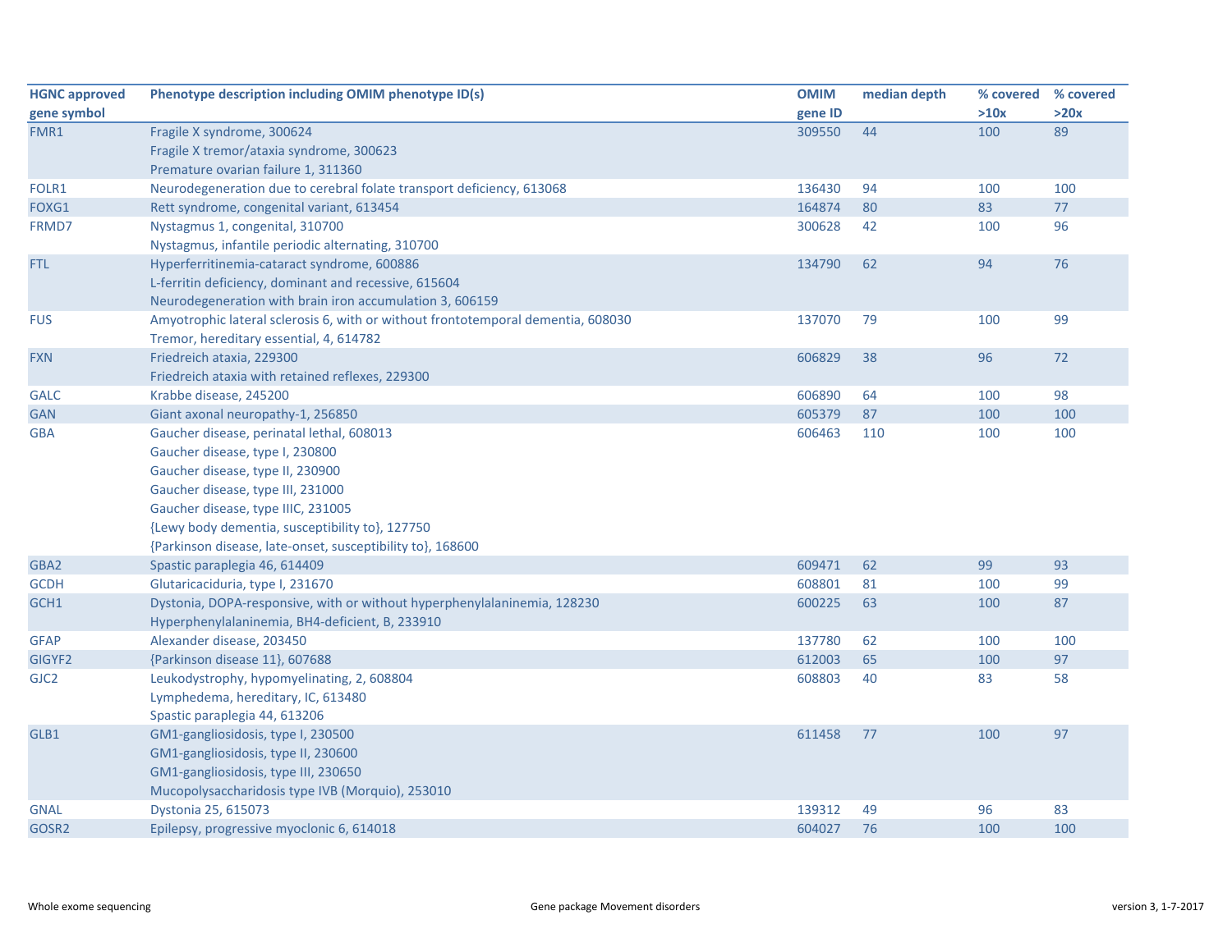| HGNC approved gene symbol | Phenotype description including OMIM phenotype ID(s) | OMIM gene ID | median depth | % covered >10x | % covered >20x |
|---|---|---|---|---|---|
| FMR1 | Fragile X syndrome, 300624<br>Fragile X tremor/ataxia syndrome, 300623<br>Premature ovarian failure 1, 311360 | 309550 | 44 | 100 | 89 |
| FOLR1 | Neurodegeneration due to cerebral folate transport deficiency, 613068 | 136430 | 94 | 100 | 100 |
| FOXG1 | Rett syndrome, congenital variant, 613454 | 164874 | 80 | 83 | 77 |
| FRMD7 | Nystagmus 1, congenital, 310700<br>Nystagmus, infantile periodic alternating, 310700 | 300628 | 42 | 100 | 96 |
| FTL | Hyperferritinemia-cataract syndrome, 600886<br>L-ferritin deficiency, dominant and recessive, 615604<br>Neurodegeneration with brain iron accumulation 3, 606159 | 134790 | 62 | 94 | 76 |
| FUS | Amyotrophic lateral sclerosis 6, with or without frontotemporal dementia, 608030<br>Tremor, hereditary essential, 4, 614782 | 137070 | 79 | 100 | 99 |
| FXN | Friedreich ataxia, 229300<br>Friedreich ataxia with retained reflexes, 229300 | 606829 | 38 | 96 | 72 |
| GALC | Krabbe disease, 245200 | 606890 | 64 | 100 | 98 |
| GAN | Giant axonal neuropathy-1, 256850 | 605379 | 87 | 100 | 100 |
| GBA | Gaucher disease, perinatal lethal, 608013<br>Gaucher disease, type I, 230800<br>Gaucher disease, type II, 230900<br>Gaucher disease, type III, 231000<br>Gaucher disease, type IIIC, 231005<br>{Lewy body dementia, susceptibility to}, 127750<br>{Parkinson disease, late-onset, susceptibility to}, 168600 | 606463 | 110 | 100 | 100 |
| GBA2 | Spastic paraplegia 46, 614409 | 609471 | 62 | 99 | 93 |
| GCDH | Glutaricaciduria, type I, 231670 | 608801 | 81 | 100 | 99 |
| GCH1 | Dystonia, DOPA-responsive, with or without hyperphenylalaninemia, 128230<br>Hyperphenylalaninemia, BH4-deficient, B, 233910 | 600225 | 63 | 100 | 87 |
| GFAP | Alexander disease, 203450 | 137780 | 62 | 100 | 100 |
| GIGYF2 | {Parkinson disease 11}, 607688 | 612003 | 65 | 100 | 97 |
| GJC2 | Leukodystrophy, hypomyelinating, 2, 608804<br>Lymphedema, hereditary, IC, 613480<br>Spastic paraplegia 44, 613206 | 608803 | 40 | 83 | 58 |
| GLB1 | GM1-gangliosidosis, type I, 230500<br>GM1-gangliosidosis, type II, 230600<br>GM1-gangliosidosis, type III, 230650<br>Mucopolysaccharidosis type IVB (Morquio), 253010 | 611458 | 77 | 100 | 97 |
| GNAL | Dystonia 25, 615073 | 139312 | 49 | 96 | 83 |
| GOSR2 | Epilepsy, progressive myoclonic 6, 614018 | 604027 | 76 | 100 | 100 |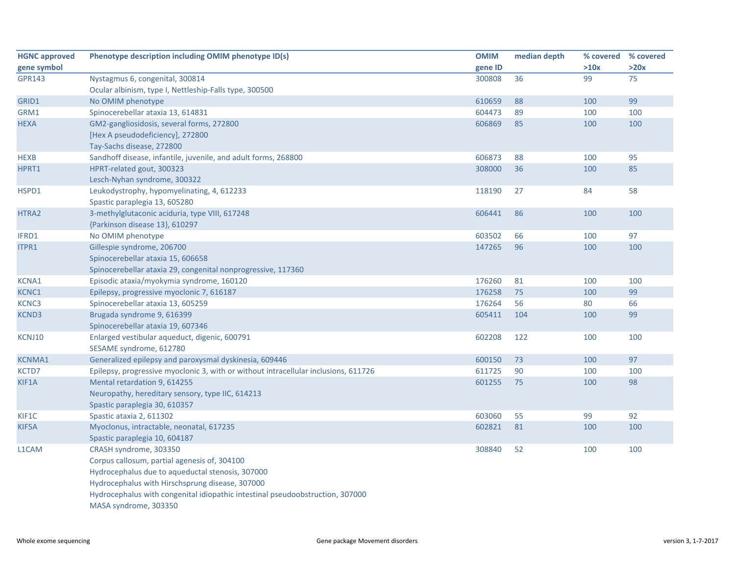| HGNC approved gene symbol | Phenotype description including OMIM phenotype ID(s) | OMIM gene ID | median depth | % covered >10x | % covered >20x |
|---|---|---|---|---|---|
| GPR143 | Nystagmus 6, congenital, 300814<br>Ocular albinism, type I, Nettleship-Falls type, 300500 | 300808 | 36 | 99 | 75 |
| GRID1 | No OMIM phenotype | 610659 | 88 | 100 | 99 |
| GRM1 | Spinocerebellar ataxia 13, 614831 | 604473 | 89 | 100 | 100 |
| HEXA | GM2-gangliosidosis, several forms, 272800<br>[Hex A pseudodeficiency], 272800<br>Tay-Sachs disease, 272800 | 606869 | 85 | 100 | 100 |
| HEXB | Sandhoff disease, infantile, juvenile, and adult forms, 268800 | 606873 | 88 | 100 | 95 |
| HPRT1 | HPRT-related gout, 300323<br>Lesch-Nyhan syndrome, 300322 | 308000 | 36 | 100 | 85 |
| HSPD1 | Leukodystrophy, hypomyelinating, 4, 612233<br>Spastic paraplegia 13, 605280 | 118190 | 27 | 84 | 58 |
| HTRA2 | 3-methylglutaconic aciduria, type VIII, 617248<br>{Parkinson disease 13}, 610297 | 606441 | 86 | 100 | 100 |
| IFRD1 | No OMIM phenotype | 603502 | 66 | 100 | 97 |
| ITPR1 | Gillespie syndrome, 206700<br>Spinocerebellar ataxia 15, 606658<br>Spinocerebellar ataxia 29, congenital nonprogressive, 117360 | 147265 | 96 | 100 | 100 |
| KCNA1 | Episodic ataxia/myokymia syndrome, 160120 | 176260 | 81 | 100 | 100 |
| KCNC1 | Epilepsy, progressive myoclonic 7, 616187 | 176258 | 75 | 100 | 99 |
| KCNC3 | Spinocerebellar ataxia 13, 605259 | 176264 | 56 | 80 | 66 |
| KCND3 | Brugada syndrome 9, 616399<br>Spinocerebellar ataxia 19, 607346 | 605411 | 104 | 100 | 99 |
| KCNJ10 | Enlarged vestibular aqueduct, digenic, 600791<br>SESAME syndrome, 612780 | 602208 | 122 | 100 | 100 |
| KCNMA1 | Generalized epilepsy and paroxysmal dyskinesia, 609446 | 600150 | 73 | 100 | 97 |
| KCTD7 | Epilepsy, progressive myoclonic 3, with or without intracellular inclusions, 611726 | 611725 | 90 | 100 | 100 |
| KIF1A | Mental retardation 9, 614255<br>Neuropathy, hereditary sensory, type IIC, 614213<br>Spastic paraplegia 30, 610357 | 601255 | 75 | 100 | 98 |
| KIF1C | Spastic ataxia 2, 611302 | 603060 | 55 | 99 | 92 |
| KIF5A | Myoclonus, intractable, neonatal, 617235<br>Spastic paraplegia 10, 604187 | 602821 | 81 | 100 | 100 |
| L1CAM | CRASH syndrome, 303350<br>Corpus callosum, partial agenesis of, 304100<br>Hydrocephalus due to aqueductal stenosis, 307000<br>Hydrocephalus with Hirschsprung disease, 307000<br>Hydrocephalus with congenital idiopathic intestinal pseudoobstruction, 307000<br>MASA syndrome, 303350 | 308840 | 52 | 100 | 100 |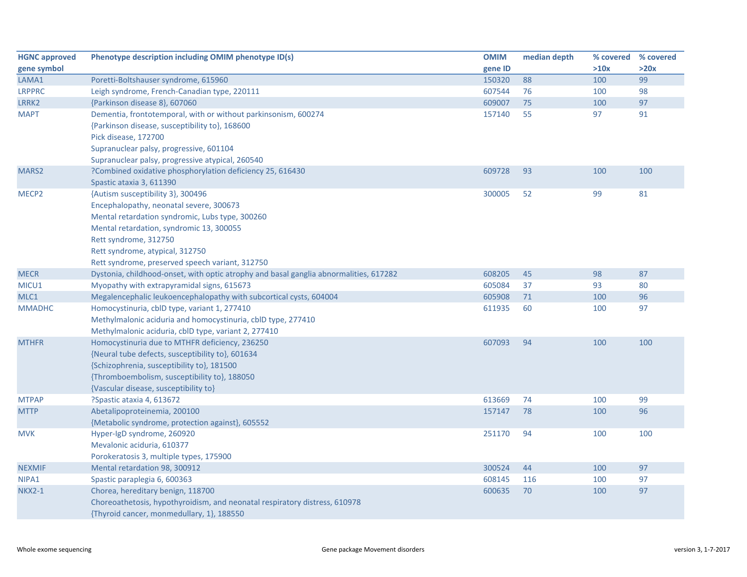| HGNC approved gene symbol | Phenotype description including OMIM phenotype ID(s) | OMIM gene ID | median depth | % covered >10x | % covered >20x |
|---|---|---|---|---|---|
| LAMA1 | Poretti-Boltshauser syndrome, 615960 | 150320 | 88 | 100 | 99 |
| LRPPRC | Leigh syndrome, French-Canadian type, 220111 | 607544 | 76 | 100 | 98 |
| LRRK2 | {Parkinson disease 8}, 607060 | 609007 | 75 | 100 | 97 |
| MAPT | Dementia, frontotemporal, with or without parkinsonism, 600274<br>{Parkinson disease, susceptibility to}, 168600<br>Pick disease, 172700<br>Supranuclear palsy, progressive, 601104<br>Supranuclear palsy, progressive atypical, 260540 | 157140 | 55 | 97 | 91 |
| MARS2 | ?Combined oxidative phosphorylation deficiency 25, 616430<br>Spastic ataxia 3, 611390 | 609728 | 93 | 100 | 100 |
| MECP2 | {Autism susceptibility 3}, 300496<br>Encephalopathy, neonatal severe, 300673<br>Mental retardation syndromic, Lubs type, 300260<br>Mental retardation, syndromic 13, 300055<br>Rett syndrome, 312750<br>Rett syndrome, atypical, 312750<br>Rett syndrome, preserved speech variant, 312750 | 300005 | 52 | 99 | 81 |
| MECR | Dystonia, childhood-onset, with optic atrophy and basal ganglia abnormalities, 617282 | 608205 | 45 | 98 | 87 |
| MICU1 | Myopathy with extrapyramidal signs, 615673 | 605084 | 37 | 93 | 80 |
| MLC1 | Megalencephalic leukoencephalopathy with subcortical cysts, 604004 | 605908 | 71 | 100 | 96 |
| MMADHC | Homocystinuria, cblD type, variant 1, 277410<br>Methylmalonic aciduria and homocystinuria, cblD type, 277410<br>Methylmalonic aciduria, cblD type, variant 2, 277410 | 611935 | 60 | 100 | 97 |
| MTHFR | Homocystinuria due to MTHFR deficiency, 236250<br>{Neural tube defects, susceptibility to}, 601634<br>{Schizophrenia, susceptibility to}, 181500<br>{Thromboembolism, susceptibility to}, 188050<br>{Vascular disease, susceptibility to} | 607093 | 94 | 100 | 100 |
| MTPAP | ?Spastic ataxia 4, 613672 | 613669 | 74 | 100 | 99 |
| MTTP | Abetalipoproteinemia, 200100<br>{Metabolic syndrome, protection against}, 605552 | 157147 | 78 | 100 | 96 |
| MVK | Hyper-IgD syndrome, 260920<br>Mevalonic aciduria, 610377<br>Porokeratosis 3, multiple types, 175900 | 251170 | 94 | 100 | 100 |
| NEXMIF | Mental retardation 98, 300912 | 300524 | 44 | 100 | 97 |
| NIPA1 | Spastic paraplegia 6, 600363 | 608145 | 116 | 100 | 97 |
| NKX2-1 | Chorea, hereditary benign, 118700<br>Choreoathetosis, hypothyroidism, and neonatal respiratory distress, 610978<br>{Thyroid cancer, monmedullary, 1}, 188550 | 600635 | 70 | 100 | 97 |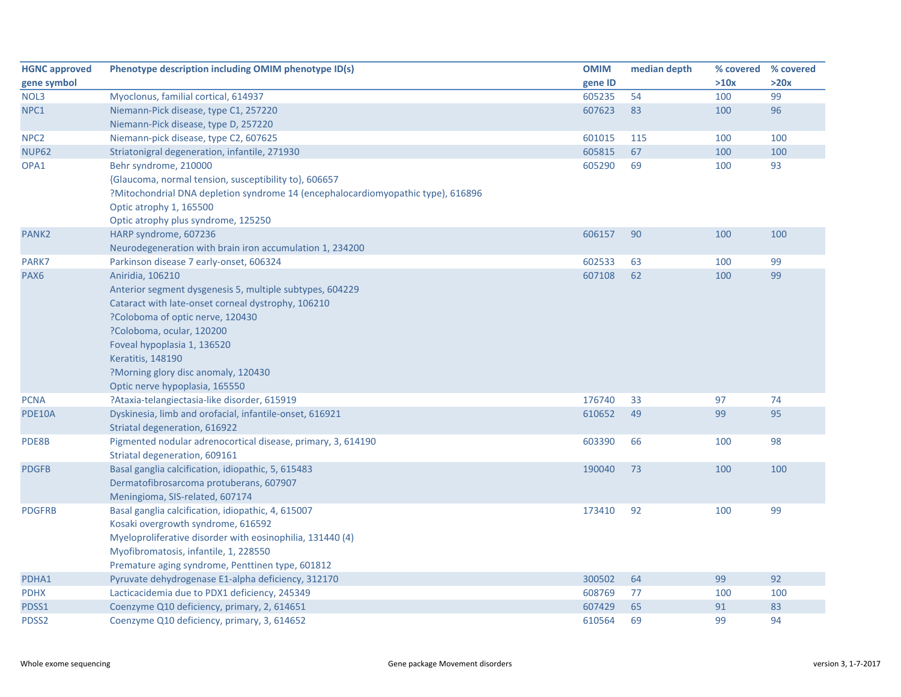| HGNC approved gene symbol | Phenotype description including OMIM phenotype ID(s) | OMIM gene ID | median depth | % covered >10x | % covered >20x |
|---|---|---|---|---|---|
| NOL3 | Myoclonus, familial cortical, 614937 | 605235 | 54 | 100 | 99 |
| NPC1 | Niemann-Pick disease, type C1, 257220<br>Niemann-Pick disease, type D, 257220 | 607623 | 83 | 100 | 96 |
| NPC2 | Niemann-pick disease, type C2, 607625 | 601015 | 115 | 100 | 100 |
| NUP62 | Striatonigral degeneration, infantile, 271930 | 605815 | 67 | 100 | 100 |
| OPA1 | Behr syndrome, 210000<br>{Glaucoma, normal tension, susceptibility to}, 606657<br>?Mitochondrial DNA depletion syndrome 14 (encephalocardiomyopathic type), 616896<br>Optic atrophy 1, 165500<br>Optic atrophy plus syndrome, 125250 | 605290 | 69 | 100 | 93 |
| PANK2 | HARP syndrome, 607236<br>Neurodegeneration with brain iron accumulation 1, 234200 | 606157 | 90 | 100 | 100 |
| PARK7 | Parkinson disease 7 early-onset, 606324 | 602533 | 63 | 100 | 99 |
| PAX6 | Aniridia, 106210<br>Anterior segment dysgenesis 5, multiple subtypes, 604229<br>Cataract with late-onset corneal dystrophy, 106210<br>?Coloboma of optic nerve, 120430<br>?Coloboma, ocular, 120200<br>Foveal hypoplasia 1, 136520<br>Keratitis, 148190<br>?Morning glory disc anomaly, 120430<br>Optic nerve hypoplasia, 165550 | 607108 | 62 | 100 | 99 |
| PCNA | ?Ataxia-telangiectasia-like disorder, 615919 | 176740 | 33 | 97 | 74 |
| PDE10A | Dyskinesia, limb and orofacial, infantile-onset, 616921<br>Striatal degeneration, 616922 | 610652 | 49 | 99 | 95 |
| PDE8B | Pigmented nodular adrenocortical disease, primary, 3, 614190<br>Striatal degeneration, 609161 | 603390 | 66 | 100 | 98 |
| PDGFB | Basal ganglia calcification, idiopathic, 5, 615483<br>Dermatofibrosarcoma protuberans, 607907<br>Meningioma, SIS-related, 607174 | 190040 | 73 | 100 | 100 |
| PDGFRB | Basal ganglia calcification, idiopathic, 4, 615007<br>Kosaki overgrowth syndrome, 616592<br>Myeloproliferative disorder with eosinophilia, 131440 (4)<br>Myofibromatosis, infantile, 1, 228550<br>Premature aging syndrome, Penttinen type, 601812 | 173410 | 92 | 100 | 99 |
| PDHA1 | Pyruvate dehydrogenase E1-alpha deficiency, 312170 | 300502 | 64 | 99 | 92 |
| PDHX | Lacticacidemia due to PDX1 deficiency, 245349 | 608769 | 77 | 100 | 100 |
| PDSS1 | Coenzyme Q10 deficiency, primary, 2, 614651 | 607429 | 65 | 91 | 83 |
| PDSS2 | Coenzyme Q10 deficiency, primary, 3, 614652 | 610564 | 69 | 99 | 94 |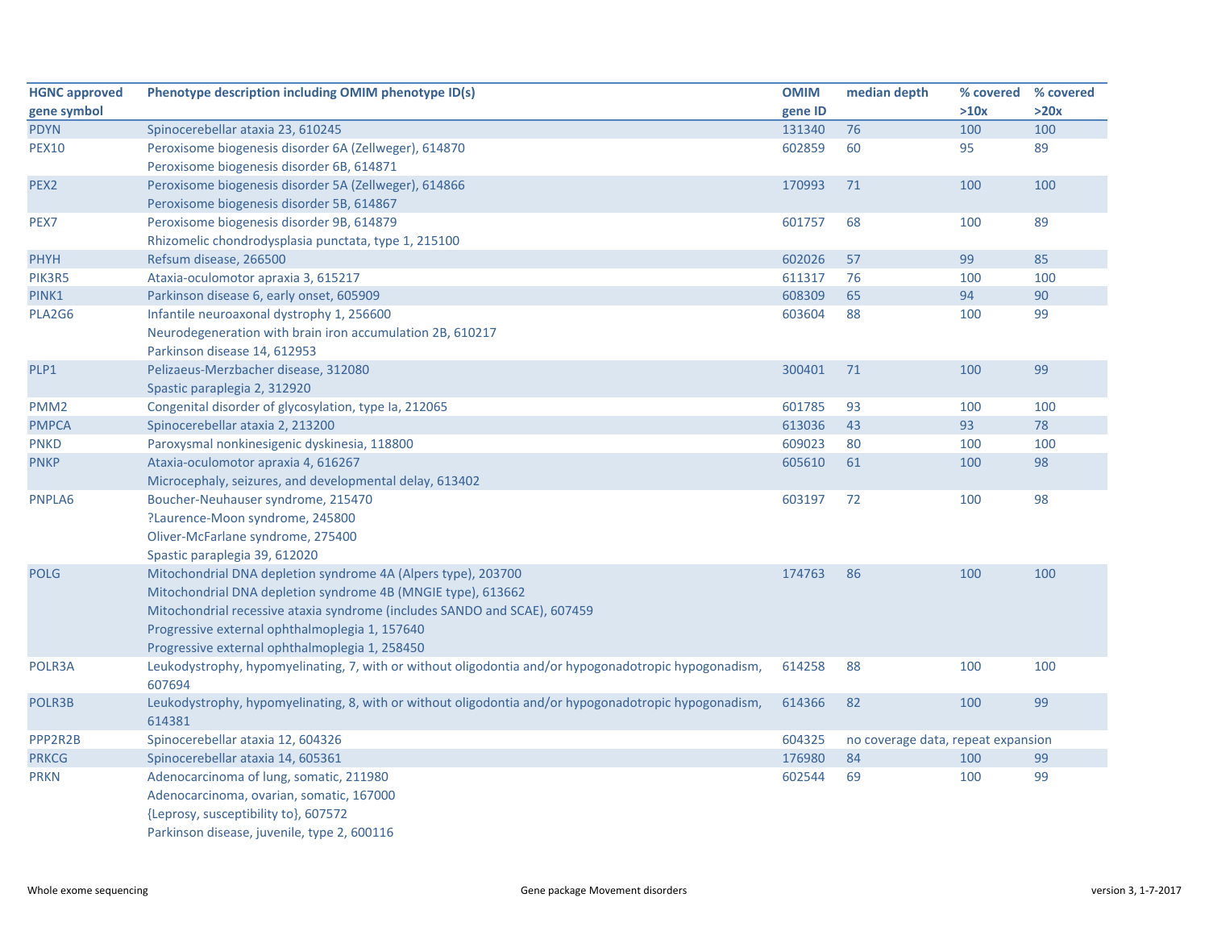| HGNC approved gene symbol | Phenotype description including OMIM phenotype ID(s) | OMIM gene ID | median depth | % covered >10x | % covered >20x |
|---|---|---|---|---|---|
| PDYN | Spinocerebellar ataxia 23, 610245 | 131340 | 76 | 100 | 100 |
| PEX10 | Peroxisome biogenesis disorder 6A (Zellweger), 614870<br>Peroxisome biogenesis disorder 6B, 614871 | 602859 | 60 | 95 | 89 |
| PEX2 | Peroxisome biogenesis disorder 5A (Zellweger), 614866<br>Peroxisome biogenesis disorder 5B, 614867 | 170993 | 71 | 100 | 100 |
| PEX7 | Peroxisome biogenesis disorder 9B, 614879<br>Rhizomelic chondrodysplasia punctata, type 1, 215100 | 601757 | 68 | 100 | 89 |
| PHYH | Refsum disease, 266500 | 602026 | 57 | 99 | 85 |
| PIK3R5 | Ataxia-oculomotor apraxia 3, 615217 | 611317 | 76 | 100 | 100 |
| PINK1 | Parkinson disease 6, early onset, 605909 | 608309 | 65 | 94 | 90 |
| PLA2G6 | Infantile neuroaxonal dystrophy 1, 256600<br>Neurodegeneration with brain iron accumulation 2B, 610217<br>Parkinson disease 14, 612953 | 603604 | 88 | 100 | 99 |
| PLP1 | Pelizaeus-Merzbacher disease, 312080<br>Spastic paraplegia 2, 312920 | 300401 | 71 | 100 | 99 |
| PMM2 | Congenital disorder of glycosylation, type Ia, 212065 | 601785 | 93 | 100 | 100 |
| PMPCA | Spinocerebellar ataxia 2, 213200 | 613036 | 43 | 93 | 78 |
| PNKD | Paroxysmal nonkinesigenic dyskinesia, 118800 | 609023 | 80 | 100 | 100 |
| PNKP | Ataxia-oculomotor apraxia 4, 616267<br>Microcephaly, seizures, and developmental delay, 613402 | 605610 | 61 | 100 | 98 |
| PNPLA6 | Boucher-Neuhauser syndrome, 215470<br>?Laurence-Moon syndrome, 245800<br>Oliver-McFarlane syndrome, 275400<br>Spastic paraplegia 39, 612020 | 603197 | 72 | 100 | 98 |
| POLG | Mitochondrial DNA depletion syndrome 4A (Alpers type), 203700<br>Mitochondrial DNA depletion syndrome 4B (MNGIE type), 613662<br>Mitochondrial recessive ataxia syndrome (includes SANDO and SCAE), 607459<br>Progressive external ophthalmoplegia 1, 157640<br>Progressive external ophthalmoplegia 1, 258450 | 174763 | 86 | 100 | 100 |
| POLR3A | Leukodystrophy, hypomyelinating, 7, with or without oligodontia and/or hypogonadotropic hypogonadism, 607694 | 614258 | 88 | 100 | 100 |
| POLR3B | Leukodystrophy, hypomyelinating, 8, with or without oligodontia and/or hypogonadotropic hypogonadism, 614381 | 614366 | 82 | 100 | 99 |
| PPP2R2B | Spinocerebellar ataxia 12, 604326 | 604325 | no coverage data, repeat expansion | | |
| PRKCG | Spinocerebellar ataxia 14, 605361 | 176980 | 84 | 100 | 99 |
| PRKN | Adenocarcinoma of lung, somatic, 211980<br>Adenocarcinoma, ovarian, somatic, 167000<br>{Leprosy, susceptibility to}, 607572<br>Parkinson disease, juvenile, type 2, 600116 | 602544 | 69 | 100 | 99 |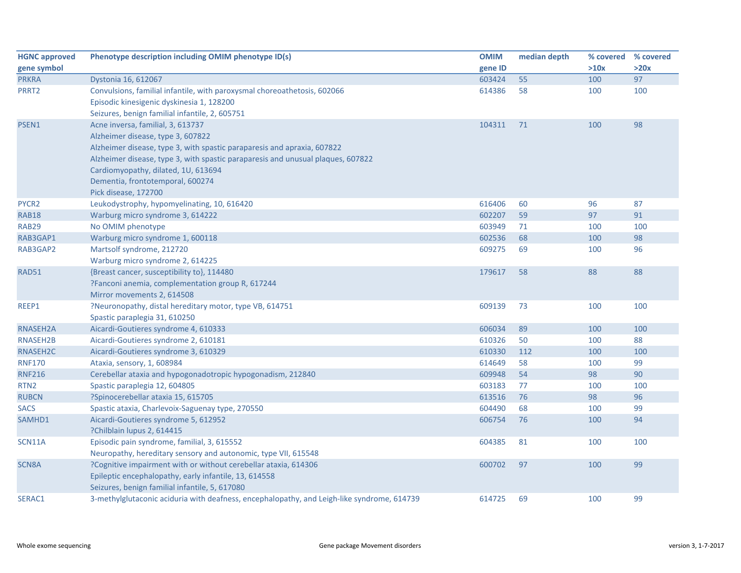| HGNC approved gene symbol | Phenotype description including OMIM phenotype ID(s) | OMIM gene ID | median depth | % covered >10x | % covered >20x |
|---|---|---|---|---|---|
| PRKRA | Dystonia 16, 612067 | 603424 | 55 | 100 | 97 |
| PRRT2 | Convulsions, familial infantile, with paroxysmal choreoathetosis, 602066<br>Episodic kinesigenic dyskinesia 1, 128200<br>Seizures, benign familial infantile, 2, 605751 | 614386 | 58 | 100 | 100 |
| PSEN1 | Acne inversa, familial, 3, 613737<br>Alzheimer disease, type 3, 607822<br>Alzheimer disease, type 3, with spastic paraparesis and apraxia, 607822<br>Alzheimer disease, type 3, with spastic paraparesis and unusual plaques, 607822<br>Cardiomyopathy, dilated, 1U, 613694<br>Dementia, frontotemporal, 600274<br>Pick disease, 172700 | 104311 | 71 | 100 | 98 |
| PYCR2 | Leukodystrophy, hypomyelinating, 10, 616420 | 616406 | 60 | 96 | 87 |
| RAB18 | Warburg micro syndrome 3, 614222 | 602207 | 59 | 97 | 91 |
| RAB29 | No OMIM phenotype | 603949 | 71 | 100 | 100 |
| RAB3GAP1 | Warburg micro syndrome 1, 600118 | 602536 | 68 | 100 | 98 |
| RAB3GAP2 | Martsolf syndrome, 212720<br>Warburg micro syndrome 2, 614225 | 609275 | 69 | 100 | 96 |
| RAD51 | {Breast cancer, susceptibility to}, 114480<br>?Fanconi anemia, complementation group R, 617244<br>Mirror movements 2, 614508 | 179617 | 58 | 88 | 88 |
| REEP1 | ?Neuronopathy, distal hereditary motor, type VB, 614751<br>Spastic paraplegia 31, 610250 | 609139 | 73 | 100 | 100 |
| RNASEH2A | Aicardi-Goutieres syndrome 4, 610333 | 606034 | 89 | 100 | 100 |
| RNASEH2B | Aicardi-Goutieres syndrome 2, 610181 | 610326 | 50 | 100 | 88 |
| RNASEH2C | Aicardi-Goutieres syndrome 3, 610329 | 610330 | 112 | 100 | 100 |
| RNF170 | Ataxia, sensory, 1, 608984 | 614649 | 58 | 100 | 99 |
| RNF216 | Cerebellar ataxia and hypogonadotropic hypogonadism, 212840 | 609948 | 54 | 98 | 90 |
| RTN2 | Spastic paraplegia 12, 604805 | 603183 | 77 | 100 | 100 |
| RUBCN | ?Spinocerebellar ataxia 15, 615705 | 613516 | 76 | 98 | 96 |
| SACS | Spastic ataxia, Charlevoix-Saguenay type, 270550 | 604490 | 68 | 100 | 99 |
| SAMHD1 | Aicardi-Goutieres syndrome 5, 612952<br>?Chilblain lupus 2, 614415 | 606754 | 76 | 100 | 94 |
| SCN11A | Episodic pain syndrome, familial, 3, 615552<br>Neuropathy, hereditary sensory and autonomic, type VII, 615548 | 604385 | 81 | 100 | 100 |
| SCN8A | ?Cognitive impairment with or without cerebellar ataxia, 614306<br>Epileptic encephalopathy, early infantile, 13, 614558<br>Seizures, benign familial infantile, 5, 617080 | 600702 | 97 | 100 | 99 |
| SERAC1 | 3-methylglutaconic aciduria with deafness, encephalopathy, and Leigh-like syndrome, 614739 | 614725 | 69 | 100 | 99 |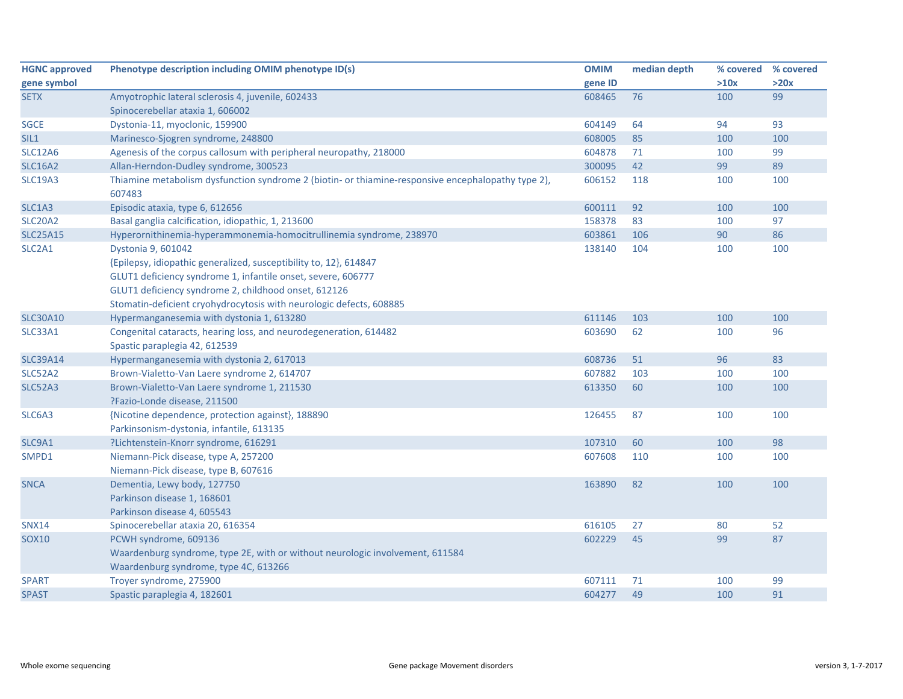| HGNC approved gene symbol | Phenotype description including OMIM phenotype ID(s) | OMIM gene ID | median depth | % covered >10x | % covered >20x |
|---|---|---|---|---|---|
| SETX | Amyotrophic lateral sclerosis 4, juvenile, 602433<br>Spinocerebellar ataxia 1, 606002 | 608465 | 76 | 100 | 99 |
| SGCE | Dystonia-11, myoclonic, 159900 | 604149 | 64 | 94 | 93 |
| SIL1 | Marinesco-Sjogren syndrome, 248800 | 608005 | 85 | 100 | 100 |
| SLC12A6 | Agenesis of the corpus callosum with peripheral neuropathy, 218000 | 604878 | 71 | 100 | 99 |
| SLC16A2 | Allan-Herndon-Dudley syndrome, 300523 | 300095 | 42 | 99 | 89 |
| SLC19A3 | Thiamine metabolism dysfunction syndrome 2 (biotin- or thiamine-responsive encephalopathy type 2), 607483 | 606152 | 118 | 100 | 100 |
| SLC1A3 | Episodic ataxia, type 6, 612656 | 600111 | 92 | 100 | 100 |
| SLC20A2 | Basal ganglia calcification, idiopathic, 1, 213600 | 158378 | 83 | 100 | 97 |
| SLC25A15 | Hyperornithinemia-hyperammonemia-homocitrullinemia syndrome, 238970 | 603861 | 106 | 90 | 86 |
| SLC2A1 | Dystonia 9, 601042<br>{Epilepsy, idiopathic generalized, susceptibility to, 12}, 614847<br>GLUT1 deficiency syndrome 1, infantile onset, severe, 606777<br>GLUT1 deficiency syndrome 2, childhood onset, 612126<br>Stomatin-deficient cryohydrocytosis with neurologic defects, 608885 | 138140 | 104 | 100 | 100 |
| SLC30A10 | Hypermanganesemia with dystonia 1, 613280 | 611146 | 103 | 100 | 100 |
| SLC33A1 | Congenital cataracts, hearing loss, and neurodegeneration, 614482<br>Spastic paraplegia 42, 612539 | 603690 | 62 | 100 | 96 |
| SLC39A14 | Hypermanganesemia with dystonia 2, 617013 | 608736 | 51 | 96 | 83 |
| SLC52A2 | Brown-Vialetto-Van Laere syndrome 2, 614707 | 607882 | 103 | 100 | 100 |
| SLC52A3 | Brown-Vialetto-Van Laere syndrome 1, 211530<br>?Fazio-Londe disease, 211500 | 613350 | 60 | 100 | 100 |
| SLC6A3 | {Nicotine dependence, protection against}, 188890<br>Parkinsonism-dystonia, infantile, 613135 | 126455 | 87 | 100 | 100 |
| SLC9A1 | ?Lichtenstein-Knorr syndrome, 616291 | 107310 | 60 | 100 | 98 |
| SMPD1 | Niemann-Pick disease, type A, 257200<br>Niemann-Pick disease, type B, 607616 | 607608 | 110 | 100 | 100 |
| SNCA | Dementia, Lewy body, 127750<br>Parkinson disease 1, 168601<br>Parkinson disease 4, 605543 | 163890 | 82 | 100 | 100 |
| SNX14 | Spinocerebellar ataxia 20, 616354 | 616105 | 27 | 80 | 52 |
| SOX10 | PCWH syndrome, 609136<br>Waardenburg syndrome, type 2E, with or without neurologic involvement, 611584<br>Waardenburg syndrome, type 4C, 613266 | 602229 | 45 | 99 | 87 |
| SPART | Troyer syndrome, 275900 | 607111 | 71 | 100 | 99 |
| SPAST | Spastic paraplegia 4, 182601 | 604277 | 49 | 100 | 91 |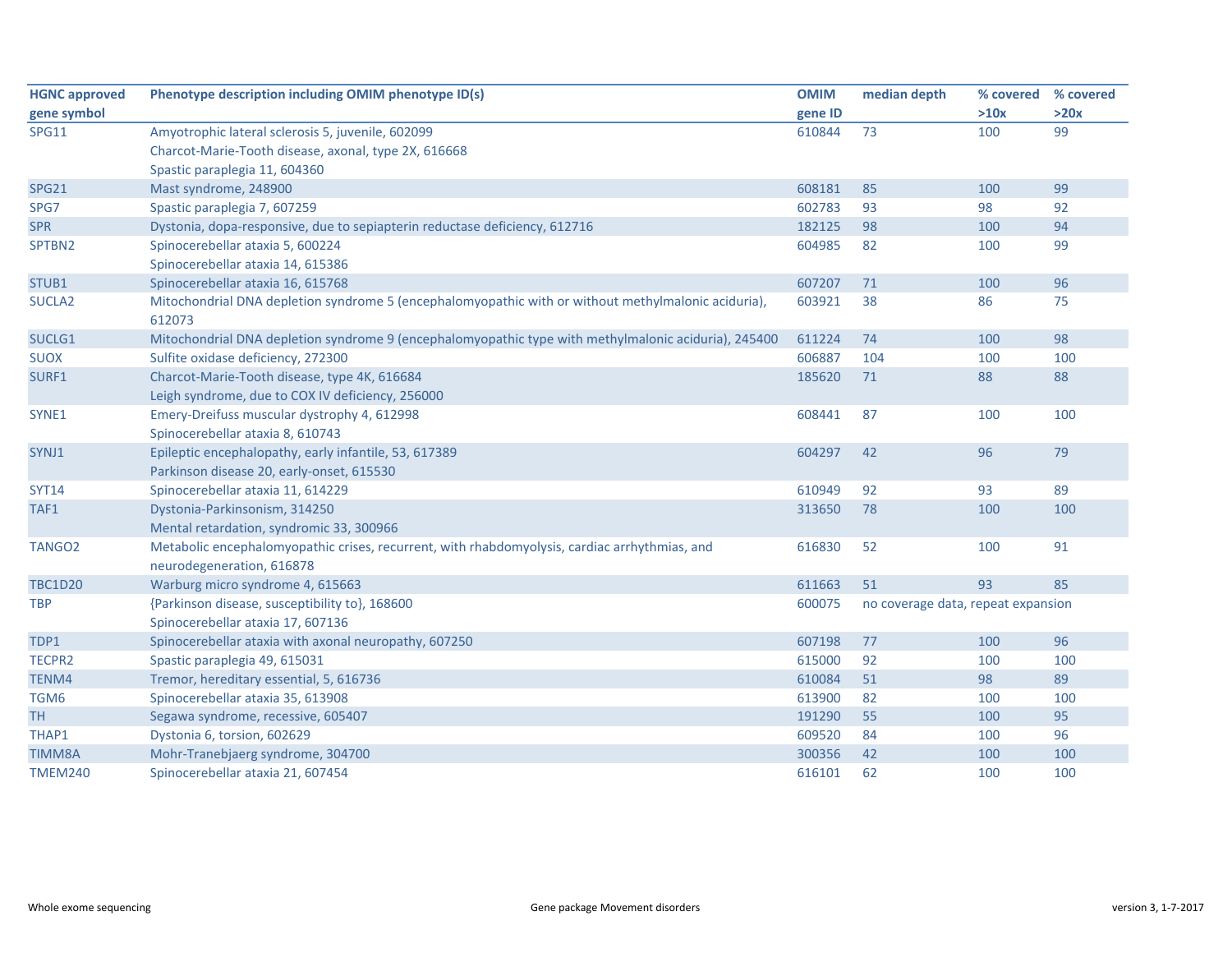| HGNC approved gene symbol | Phenotype description including OMIM phenotype ID(s) | OMIM gene ID | median depth | % covered >10x | % covered >20x |
|---|---|---|---|---|---|
| SPG11 | Amyotrophic lateral sclerosis 5, juvenile, 602099<br>Charcot-Marie-Tooth disease, axonal, type 2X, 616668<br>Spastic paraplegia 11, 604360 | 610844 | 73 | 100 | 99 |
| SPG21 | Mast syndrome, 248900 | 608181 | 85 | 100 | 99 |
| SPG7 | Spastic paraplegia 7, 607259 | 602783 | 93 | 98 | 92 |
| SPR | Dystonia, dopa-responsive, due to sepiapterin reductase deficiency, 612716 | 182125 | 98 | 100 | 94 |
| SPTBN2 | Spinocerebellar ataxia 5, 600224<br>Spinocerebellar ataxia 14, 615386 | 604985 | 82 | 100 | 99 |
| STUB1 | Spinocerebellar ataxia 16, 615768 | 607207 | 71 | 100 | 96 |
| SUCLA2 | Mitochondrial DNA depletion syndrome 5 (encephalomyopathic with or without methylmalonic aciduria), 612073 | 603921 | 38 | 86 | 75 |
| SUCLG1 | Mitochondrial DNA depletion syndrome 9 (encephalomyopathic type with methylmalonic aciduria), 245400 | 611224 | 74 | 100 | 98 |
| SUOX | Sulfite oxidase deficiency, 272300 | 606887 | 104 | 100 | 100 |
| SURF1 | Charcot-Marie-Tooth disease, type 4K, 616684<br>Leigh syndrome, due to COX IV deficiency, 256000 | 185620 | 71 | 88 | 88 |
| SYNE1 | Emery-Dreifuss muscular dystrophy 4, 612998<br>Spinocerebellar ataxia 8, 610743 | 608441 | 87 | 100 | 100 |
| SYNJ1 | Epileptic encephalopathy, early infantile, 53, 617389<br>Parkinson disease 20, early-onset, 615530 | 604297 | 42 | 96 | 79 |
| SYT14 | Spinocerebellar ataxia 11, 614229 | 610949 | 92 | 93 | 89 |
| TAF1 | Dystonia-Parkinsonism, 314250<br>Mental retardation, syndromic 33, 300966 | 313650 | 78 | 100 | 100 |
| TANGO2 | Metabolic encephalomyopathic crises, recurrent, with rhabdomyolysis, cardiac arrhythmias, and neurodegeneration, 616878 | 616830 | 52 | 100 | 91 |
| TBC1D20 | Warburg micro syndrome 4, 615663 | 611663 | 51 | 93 | 85 |
| TBP | {Parkinson disease, susceptibility to}, 168600<br>Spinocerebellar ataxia 17, 607136 | 600075 | no coverage data, repeat expansion | | |
| TDP1 | Spinocerebellar ataxia with axonal neuropathy, 607250 | 607198 | 77 | 100 | 96 |
| TECPR2 | Spastic paraplegia 49, 615031 | 615000 | 92 | 100 | 100 |
| TENM4 | Tremor, hereditary essential, 5, 616736 | 610084 | 51 | 98 | 89 |
| TGM6 | Spinocerebellar ataxia 35, 613908 | 613900 | 82 | 100 | 100 |
| TH | Segawa syndrome, recessive, 605407 | 191290 | 55 | 100 | 95 |
| THAP1 | Dystonia 6, torsion, 602629 | 609520 | 84 | 100 | 96 |
| TIMM8A | Mohr-Tranebjaerg syndrome, 304700 | 300356 | 42 | 100 | 100 |
| TMEM240 | Spinocerebellar ataxia 21, 607454 | 616101 | 62 | 100 | 100 |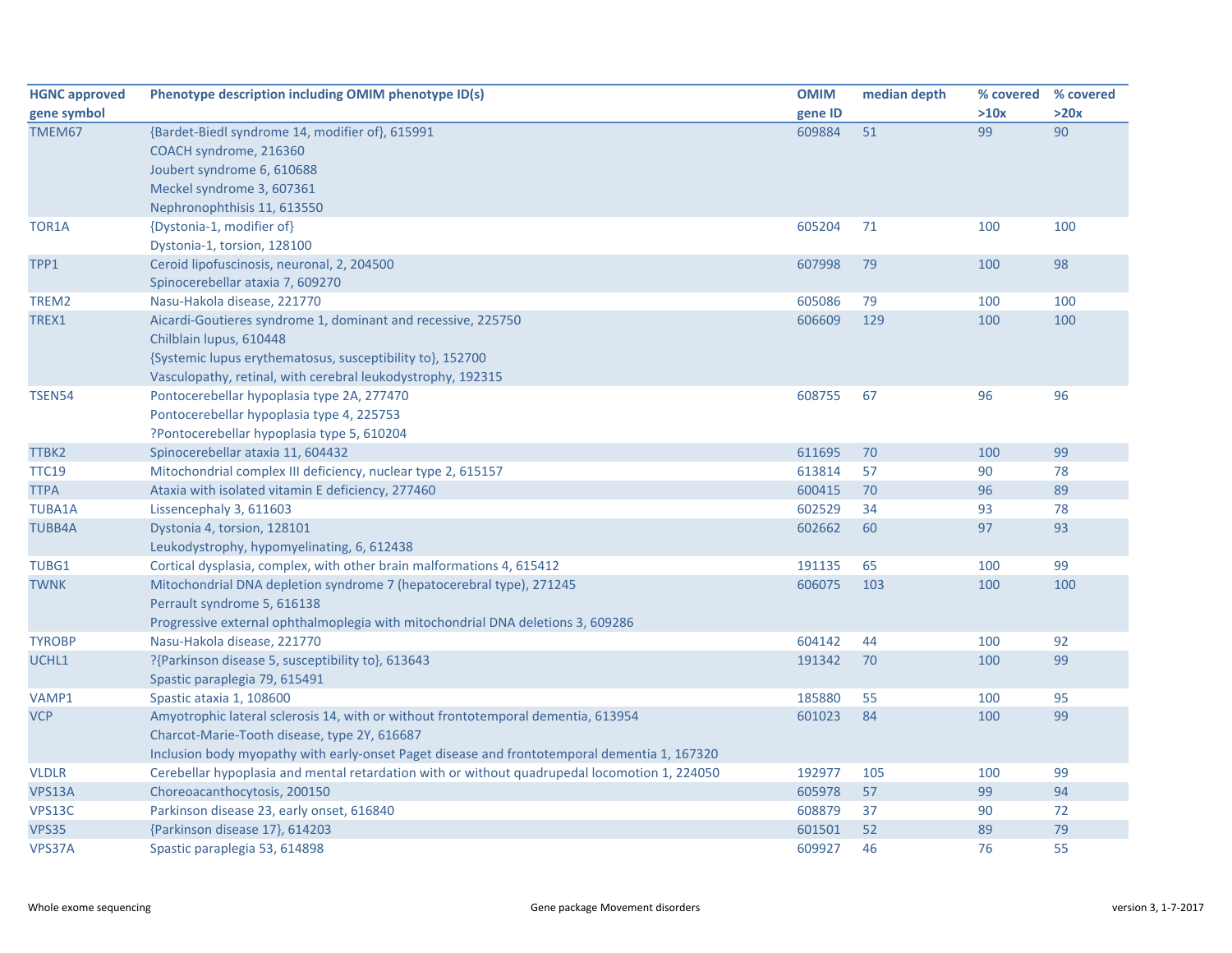| HGNC approved gene symbol | Phenotype description including OMIM phenotype ID(s) | OMIM gene ID | median depth | % covered >10x | % covered >20x |
|---|---|---|---|---|---|
| TMEM67 | {Bardet-Biedl syndrome 14, modifier of}, 615991<br>COACH syndrome, 216360<br>Joubert syndrome 6, 610688<br>Meckel syndrome 3, 607361<br>Nephronophthisis 11, 613550 | 609884 | 51 | 99 | 90 |
| TOR1A | {Dystonia-1, modifier of}<br>Dystonia-1, torsion, 128100 | 605204 | 71 | 100 | 100 |
| TPP1 | Ceroid lipofuscinosis, neuronal, 2, 204500<br>Spinocerebellar ataxia 7, 609270 | 607998 | 79 | 100 | 98 |
| TREM2 | Nasu-Hakola disease, 221770 | 605086 | 79 | 100 | 100 |
| TREX1 | Aicardi-Goutieres syndrome 1, dominant and recessive, 225750<br>Chilblain lupus, 610448<br>{Systemic lupus erythematosus, susceptibility to}, 152700<br>Vasculopathy, retinal, with cerebral leukodystrophy, 192315 | 606609 | 129 | 100 | 100 |
| TSEN54 | Pontocerebellar hypoplasia type 2A, 277470<br>Pontocerebellar hypoplasia type 4, 225753<br>?Pontocerebellar hypoplasia type 5, 610204 | 608755 | 67 | 96 | 96 |
| TTBK2 | Spinocerebellar ataxia 11, 604432 | 611695 | 70 | 100 | 99 |
| TTC19 | Mitochondrial complex III deficiency, nuclear type 2, 615157 | 613814 | 57 | 90 | 78 |
| TTPA | Ataxia with isolated vitamin E deficiency, 277460 | 600415 | 70 | 96 | 89 |
| TUBA1A | Lissencephaly 3, 611603 | 602529 | 34 | 93 | 78 |
| TUBB4A | Dystonia 4, torsion, 128101<br>Leukodystrophy, hypomyelinating, 6, 612438 | 602662 | 60 | 97 | 93 |
| TUBG1 | Cortical dysplasia, complex, with other brain malformations 4, 615412 | 191135 | 65 | 100 | 99 |
| TWNK | Mitochondrial DNA depletion syndrome 7 (hepatocerebral type), 271245<br>Perrault syndrome 5, 616138<br>Progressive external ophthalmoplegia with mitochondrial DNA deletions 3, 609286 | 606075 | 103 | 100 | 100 |
| TYROBP | Nasu-Hakola disease, 221770 | 604142 | 44 | 100 | 92 |
| UCHL1 | ?{Parkinson disease 5, susceptibility to}, 613643<br>Spastic paraplegia 79, 615491 | 191342 | 70 | 100 | 99 |
| VAMP1 | Spastic ataxia 1, 108600 | 185880 | 55 | 100 | 95 |
| VCP | Amyotrophic lateral sclerosis 14, with or without frontotemporal dementia, 613954<br>Charcot-Marie-Tooth disease, type 2Y, 616687<br>Inclusion body myopathy with early-onset Paget disease and frontotemporal dementia 1, 167320 | 601023 | 84 | 100 | 99 |
| VLDLR | Cerebellar hypoplasia and mental retardation with or without quadrupedal locomotion 1, 224050 | 192977 | 105 | 100 | 99 |
| VPS13A | Choreoacanthocytosis, 200150 | 605978 | 57 | 99 | 94 |
| VPS13C | Parkinson disease 23, early onset, 616840 | 608879 | 37 | 90 | 72 |
| VPS35 | {Parkinson disease 17}, 614203 | 601501 | 52 | 89 | 79 |
| VPS37A | Spastic paraplegia 53, 614898 | 609927 | 46 | 76 | 55 |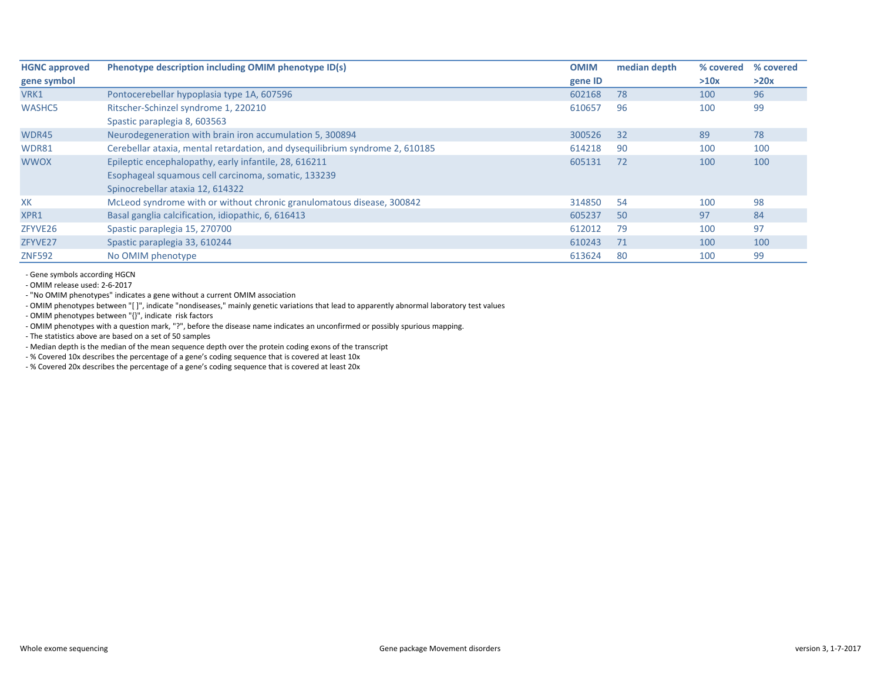| HGNC approved gene symbol | Phenotype description including OMIM phenotype ID(s) | OMIM gene ID | median depth | % covered >10x | % covered >20x |
|---|---|---|---|---|---|
| VRK1 | Pontocerebellar hypoplasia type 1A, 607596 | 602168 | 78 | 100 | 96 |
| WASHC5 | Ritscher-Schinzel syndrome 1, 220210<br>Spastic paraplegia 8, 603563 | 610657 | 96 | 100 | 99 |
| WDR45 | Neurodegeneration with brain iron accumulation 5, 300894 | 300526 | 32 | 89 | 78 |
| WDR81 | Cerebellar ataxia, mental retardation, and dysequilibrium syndrome 2, 610185 | 614218 | 90 | 100 | 100 |
| WWOX | Epileptic encephalopathy, early infantile, 28, 616211<br>Esophageal squamous cell carcinoma, somatic, 133239<br>Spinocrebellar ataxia 12, 614322 | 605131 | 72 | 100 | 100 |
| XK | McLeod syndrome with or without chronic granulomatous disease, 300842 | 314850 | 54 | 100 | 98 |
| XPR1 | Basal ganglia calcification, idiopathic, 6, 616413 | 605237 | 50 | 97 | 84 |
| ZFYVE26 | Spastic paraplegia 15, 270700 | 612012 | 79 | 100 | 97 |
| ZFYVE27 | Spastic paraplegia 33, 610244 | 610243 | 71 | 100 | 100 |
| ZNF592 | No OMIM phenotype | 613624 | 80 | 100 | 99 |

- Gene symbols according HGCN
- OMIM release used: 2-6-2017
- "No OMIM phenotypes" indicates a gene without a current OMIM association
- OMIM phenotypes between "[ ]", indicate "nondiseases," mainly genetic variations that lead to apparently abnormal laboratory test values
- OMIM phenotypes between "{}", indicate risk factors
- OMIM phenotypes with a question mark, "?", before the disease name indicates an unconfirmed or possibly spurious mapping.
- The statistics above are based on a set of 50 samples
- Median depth is the median of the mean sequence depth over the protein coding exons of the transcript
- % Covered 10x describes the percentage of a gene's coding sequence that is covered at least 10x
- % Covered 20x describes the percentage of a gene's coding sequence that is covered at least 20x